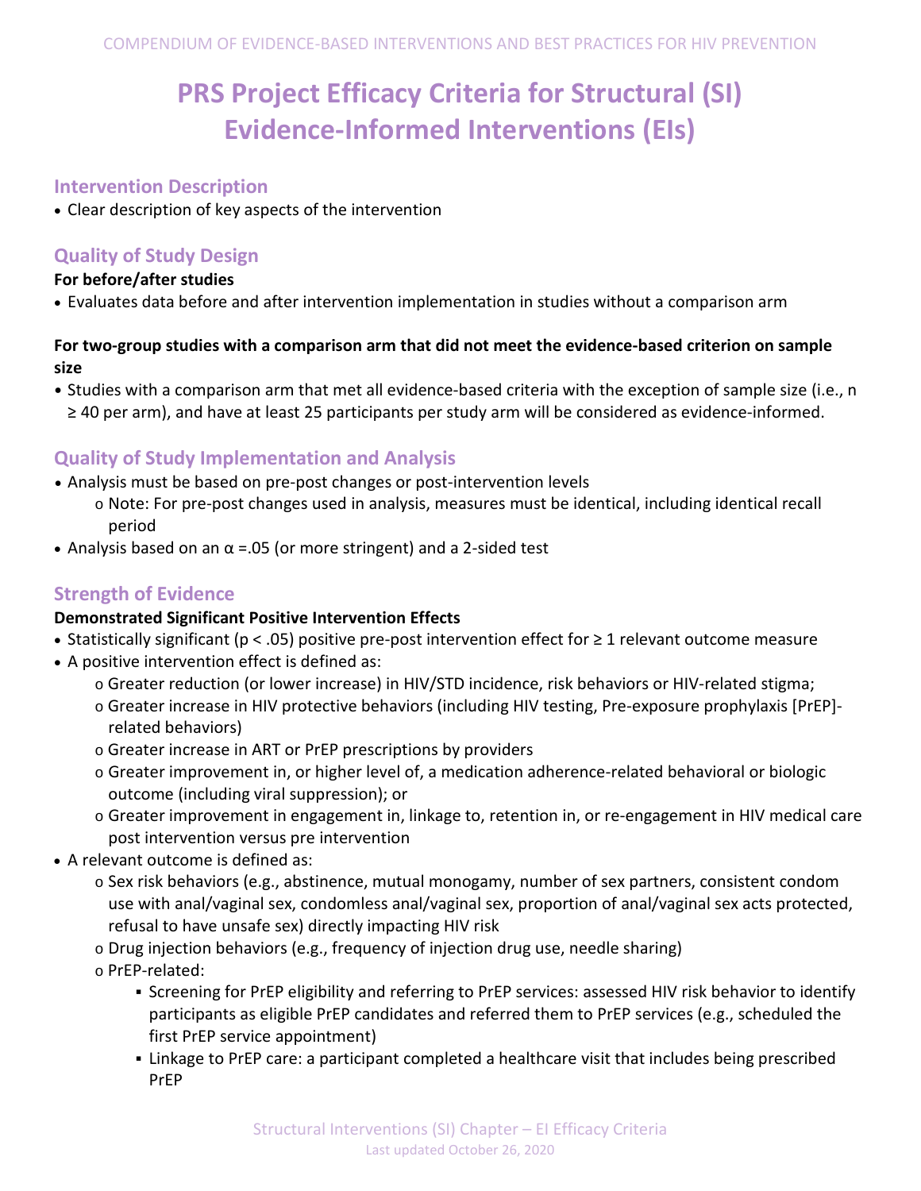# PRS Project Efficacy Criteria for Structural (SI) Evidence-Informed Interventions (EIs)

## Intervention Description

- Clear description of key aspects of the intervention

## Quality of Study Design

**For before/after studies**

- Evaluates data before and after intervention implementation in studies without a comparison arm

**For two-group studies with a comparison arm that did not meet the evidence-based criterion on sample size**

- Studies with a comparison arm that met all evidence-based criteria with the exception of sample size (i.e., n ≥ 40 per arm), and have at least 25 participants per study arm will be considered as evidence-informed.

## Quality of Study Implementation and Analysis

- Analysis must be based on pre-post changes or post-intervention levels
  - Note: For pre-post changes used in analysis, measures must be identical, including identical recall period
- Analysis based on an $\alpha = .05$ (or more stringent) and a 2-sided test

## Strength of Evidence

**Demonstrated Significant Positive Intervention Effects**

- Statistically significant ($p < .05$) positive pre-post intervention effect for ≥ 1 relevant outcome measure
- A positive intervention effect is defined as:
  - Greater reduction (or lower increase) in HIV/STD incidence, risk behaviors or HIV-related stigma;
  - Greater increase in HIV protective behaviors (including HIV testing, Pre-exposure prophylaxis [PrEP]-related behaviors)
  - Greater increase in ART or PrEP prescriptions by providers
  - Greater improvement in, or higher level of, a medication adherence-related behavioral or biologic outcome (including viral suppression); or
  - Greater improvement in engagement in, linkage to, retention in, or re-engagement in HIV medical care post intervention versus pre intervention
- A relevant outcome is defined as:
  - Sex risk behaviors (e.g., abstinence, mutual monogamy, number of sex partners, consistent condom use with anal/vaginal sex, condomless anal/vaginal sex, proportion of anal/vaginal sex acts protected, refusal to have unsafe sex) directly impacting HIV risk
  - Drug injection behaviors (e.g., frequency of injection drug use, needle sharing)
  - PrEP-related:
    - Screening for PrEP eligibility and referring to PrEP services: assessed HIV risk behavior to identify participants as eligible PrEP candidates and referred them to PrEP services (e.g., scheduled the first PrEP service appointment)
    - Linkage to PrEP care: a participant completed a healthcare visit that includes being prescribed PrEP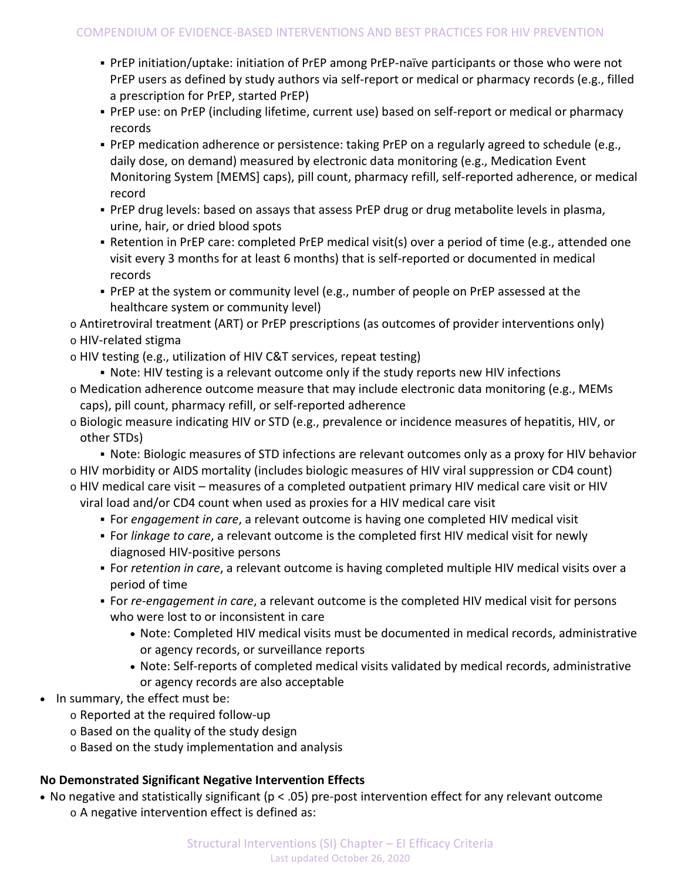- PrEP initiation/uptake: initiation of PrEP among PrEP-naïve participants or those who were not PrEP users as defined by study authors via self-report or medical or pharmacy records (e.g., filled a prescription for PrEP, started PrEP)
        - PrEP use: on PrEP (including lifetime, current use) based on self-report or medical or pharmacy records
        - PrEP medication adherence or persistence: taking PrEP on a regularly agreed to schedule (e.g., daily dose, on demand) measured by electronic data monitoring (e.g., Medication Event Monitoring System [MEMS] caps), pill count, pharmacy refill, self-reported adherence, or medical record
        - PrEP drug levels: based on assays that assess PrEP drug or drug metabolite levels in plasma, urine, hair, or dried blood spots
        - Retention in PrEP care: completed PrEP medical visit(s) over a period of time (e.g., attended one visit every 3 months for at least 6 months) that is self-reported or documented in medical records
        - PrEP at the system or community level (e.g., number of people on PrEP assessed at the healthcare system or community level)
    - Antiretroviral treatment (ART) or PrEP prescriptions (as outcomes of provider interventions only)
    - HIV-related stigma
    - HIV testing (e.g., utilization of HIV C&T services, repeat testing)
        - Note: HIV testing is a relevant outcome only if the study reports new HIV infections
    - Medication adherence outcome measure that may include electronic data monitoring (e.g., MEMs caps), pill count, pharmacy refill, or self-reported adherence
    - Biologic measure indicating HIV or STD (e.g., prevalence or incidence measures of hepatitis, HIV, or other STDs)
        - Note: Biologic measures of STD infections are relevant outcomes only as a proxy for HIV behavior
    - HIV morbidity or AIDS mortality (includes biologic measures of HIV viral suppression or CD4 count)
    - HIV medical care visit – measures of a completed outpatient primary HIV medical care visit or HIV viral load and/or CD4 count when used as proxies for a HIV medical care visit
        - For *engagement in care*, a relevant outcome is having one completed HIV medical visit
        - For *linkage to care*, a relevant outcome is the completed first HIV medical visit for newly diagnosed HIV-positive persons
        - For *retention in care*, a relevant outcome is having completed multiple HIV medical visits over a period of time
        - For *re-engagement in care*, a relevant outcome is the completed HIV medical visit for persons who were lost to or inconsistent in care
            - Note: Completed HIV medical visits must be documented in medical records, administrative or agency records, or surveillance reports
            - Note: Self-reports of completed medical visits validated by medical records, administrative or agency records are also acceptable

- In summary, the effect must be:
    - Reported at the required follow-up
    - Based on the quality of the study design
    - Based on the study implementation and analysis

**No Demonstrated Significant Negative Intervention Effects**

- No negative and statistically significant ($p < .05$) pre-post intervention effect for any relevant outcome
    - A negative intervention effect is defined as: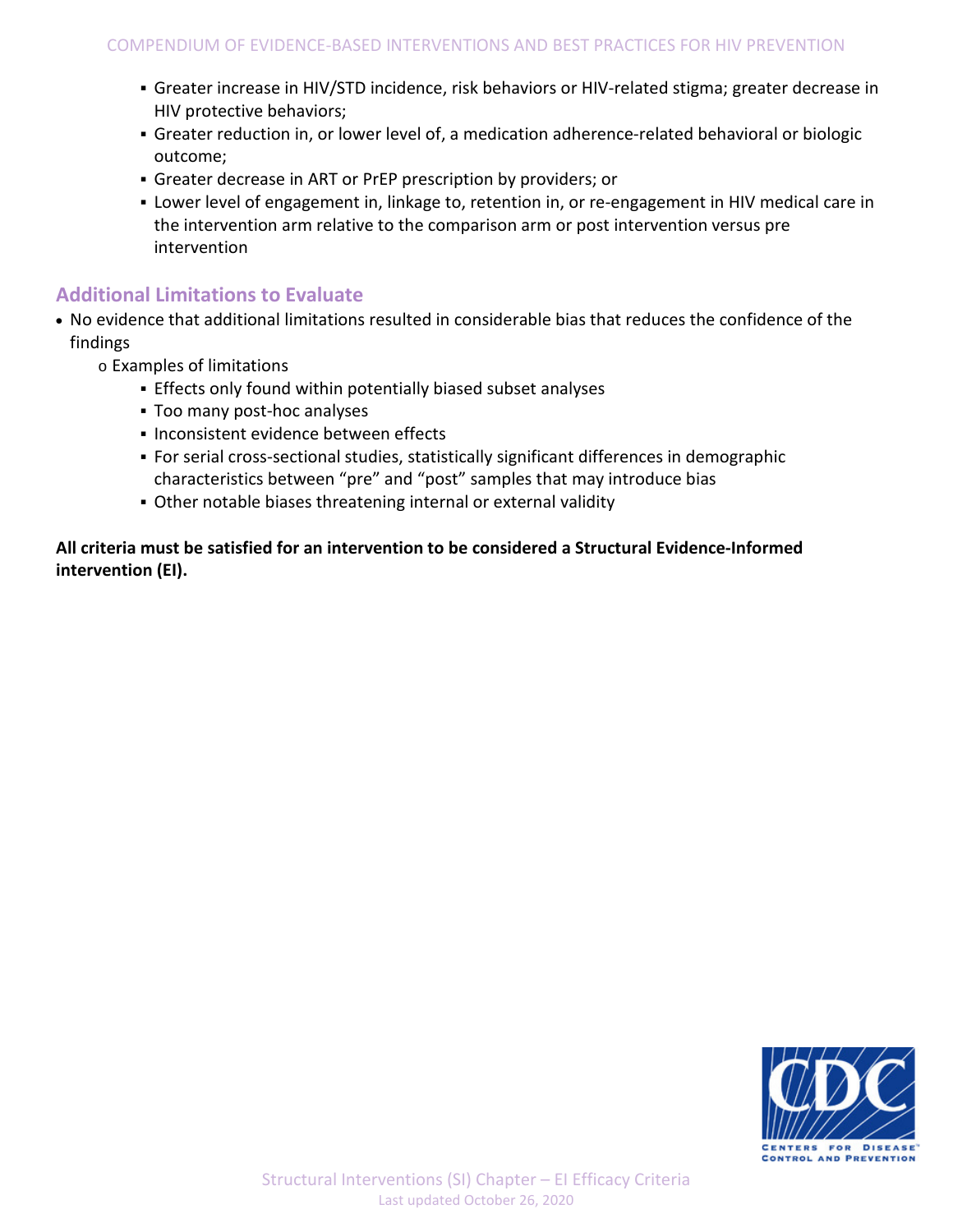- Greater increase in HIV/STD incidence, risk behaviors or HIV-related stigma; greater decrease in HIV protective behaviors;
- Greater reduction in, or lower level of, a medication adherence-related behavioral or biologic outcome;
- Greater decrease in ART or PrEP prescription by providers; or
- Lower level of engagement in, linkage to, retention in, or re-engagement in HIV medical care in the intervention arm relative to the comparison arm or post intervention versus pre intervention

## Additional Limitations to Evaluate

- No evidence that additional limitations resulted in considerable bias that reduces the confidence of the findings
  - Examples of limitations
    - Effects only found within potentially biased subset analyses
    - Too many post-hoc analyses
    - Inconsistent evidence between effects
    - For serial cross-sectional studies, statistically significant differences in demographic characteristics between "pre" and "post" samples that may introduce bias
    - Other notable biases threatening internal or external validity

**All criteria must be satisfied for an intervention to be considered a Structural Evidence-Informed intervention (EI).**